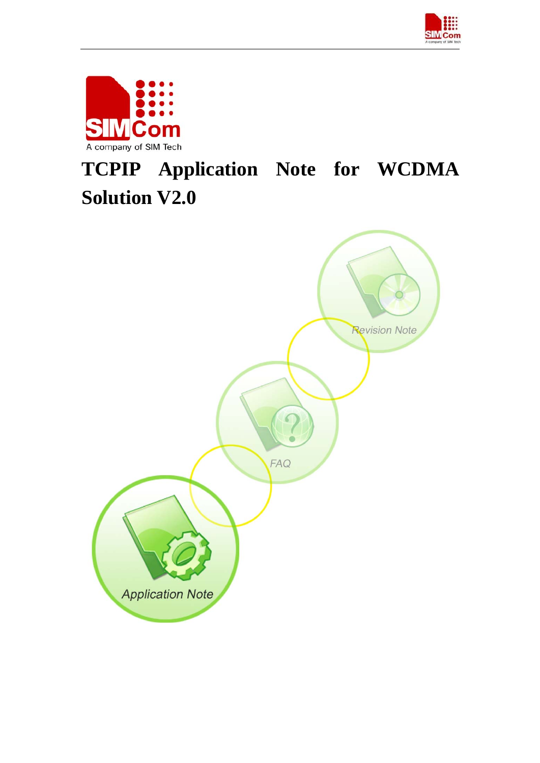# TCPIP Application Note for WCDMA Solution V2.0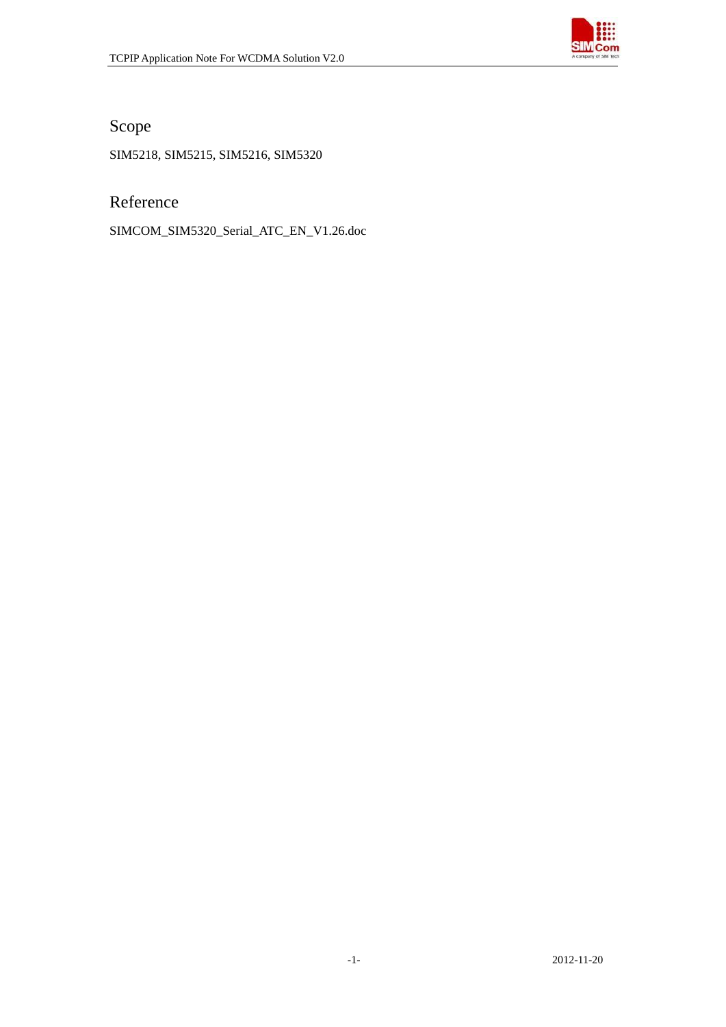## Scope

SIM5218, SIM5215, SIM5216, SIM5320

## Reference

SIMCOM_SIM5320_Serial_ATC_EN_V1.26.doc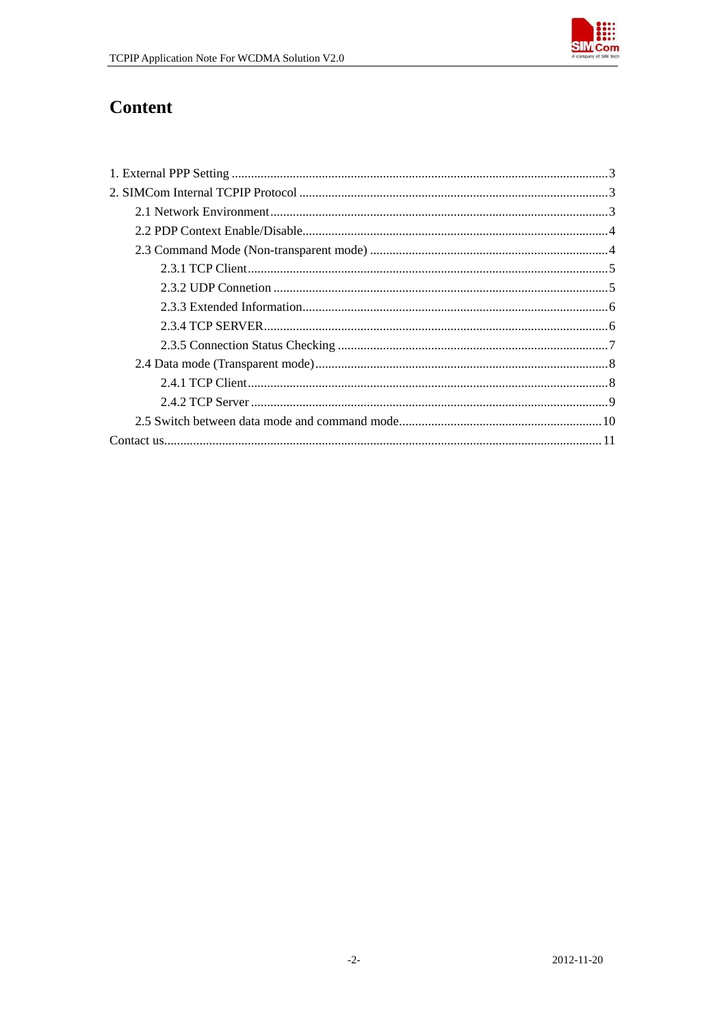# Content

1. External PPP Setting ............................................................................................................3
2. SIMCom Internal TCPIP Protocol ........................................................................................3
    - 2.1 Network Environment..................................................................................................3
    - 2.2 PDP Context Enable/Disable........................................................................................4
    - 2.3 Command Mode (Non-transparent mode) ....................................................................4
        - 2.3.1 TCP Client..........................................................................................................5
        - 2.3.2 UDP Connetion ..................................................................................................5
        - 2.3.3 Extended Information.........................................................................................6
        - 2.3.4 TCP SERVER.....................................................................................................6
        - 2.3.5 Connection Status Checking ..............................................................................7
    - 2.4 Data mode (Transparent mode).....................................................................................8
        - 2.4.1 TCP Client..........................................................................................................8
        - 2.4.2 TCP Server .........................................................................................................9
    - 2.5 Switch between data mode and command mode.........................................................10

Contact us.................................................................................................................................11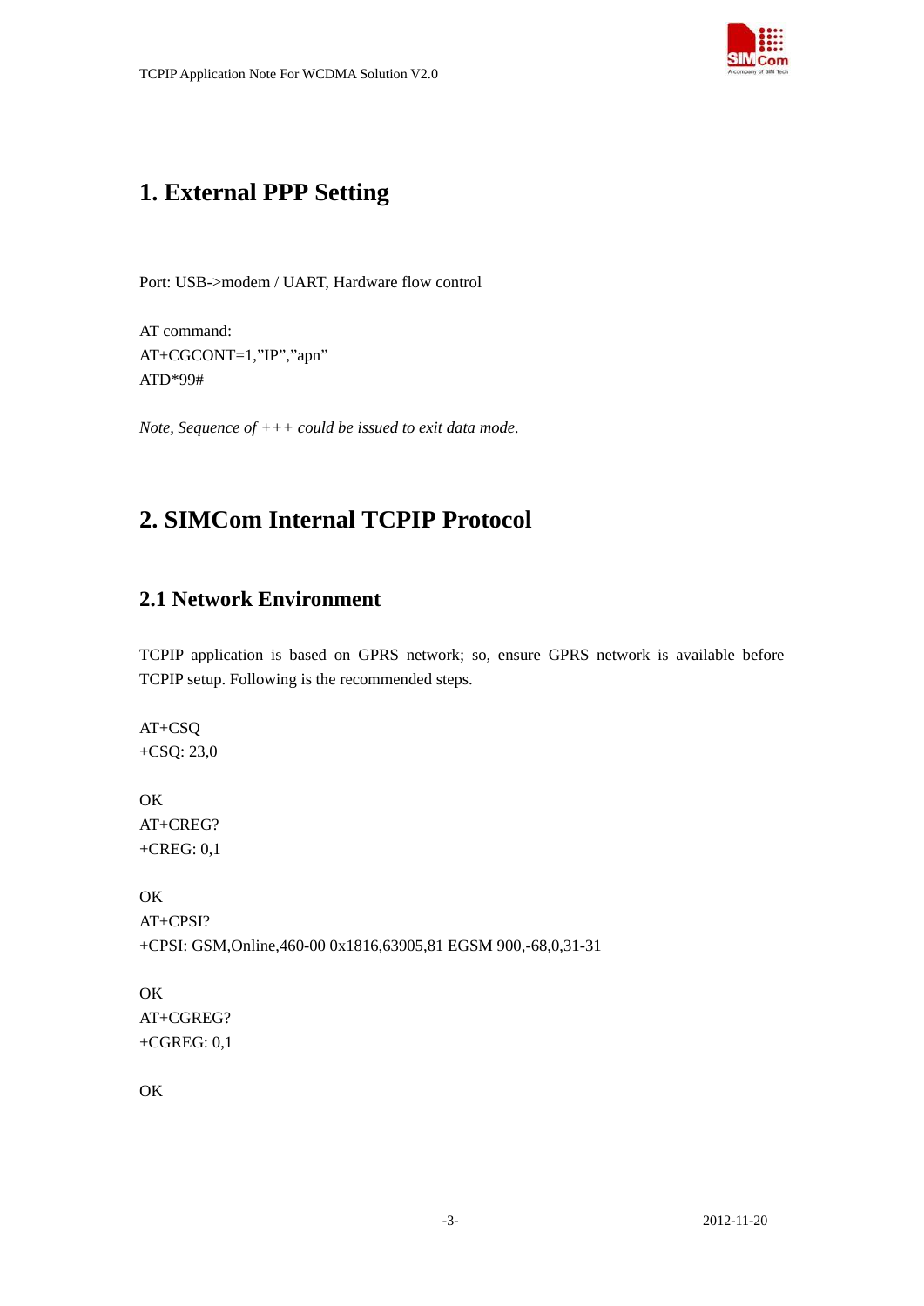# 1. External PPP Setting

Port: USB->modem / UART, Hardware flow control

AT command:
AT+CGCONT=1,"IP","apn"
ATD*99#

*Note, Sequence of +++ could be issued to exit data mode.*

# 2. SIMCom Internal TCPIP Protocol

## 2.1 Network Environment

TCPIP application is based on GPRS network; so, ensure GPRS network is available before TCPIP setup. Following is the recommended steps.

```
AT+CSQ
+CSQ: 23,0

OK
AT+CREG?
+CREG: 0,1

OK
AT+CPSI?
+CPSI: GSM,Online,460-00 0x1816,63905,81 EGSM 900,-68,0,31-31

OK
AT+CGREG?
+CGREG: 0,1

OK
```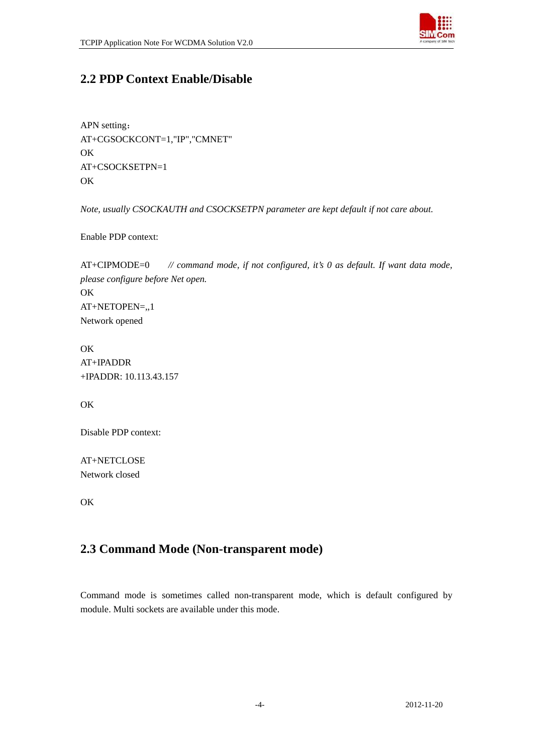## 2.2 PDP Context Enable/Disable

APN setting：
AT+CGSOCKCONT=1,"IP","CMNET"
OK
AT+CSOCKSETPN=1
OK

*Note, usually CSOCKAUTH and CSOCKSETPN parameter are kept default if not care about.*

Enable PDP context:

AT+CIPMODE=0 *// command mode, if not configured, it's 0 as default. If want data mode, please configure before Net open.*
OK
AT+NETOPEN=,,1
Network opened

OK
AT+IPADDR
+IPADDR: 10.113.43.157

OK

Disable PDP context:

AT+NETCLOSE
Network closed

OK

## 2.3 Command Mode (Non-transparent mode)

Command mode is sometimes called non-transparent mode, which is default configured by module. Multi sockets are available under this mode.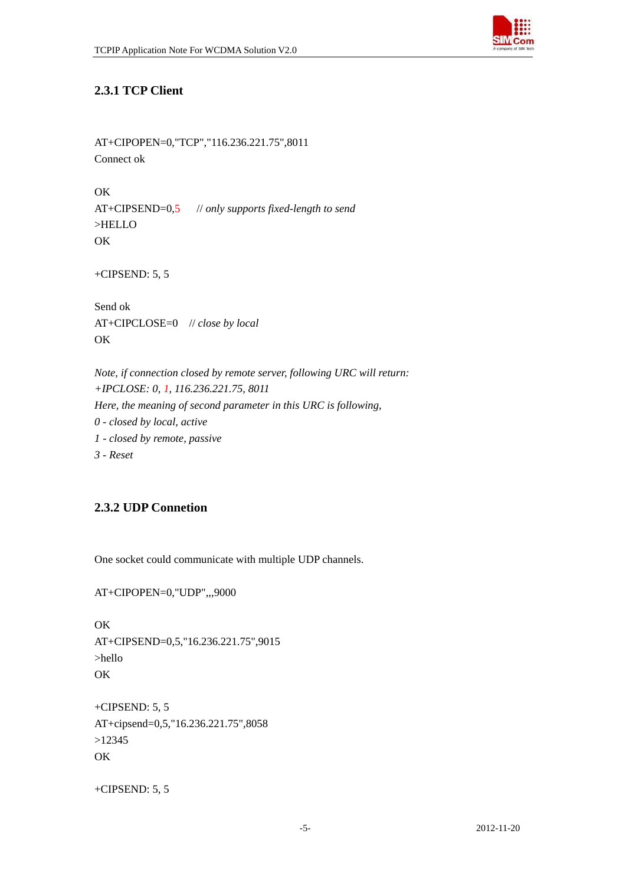### 2.3.1 TCP Client

AT+CIPOPEN=0,"TCP","116.236.221.75",8011
Connect ok

OK
AT+CIPSEND=0,5 // *only supports fixed-length to send*
>HELLO
OK

+CIPSEND: 5, 5

Send ok
AT+CIPCLOSE=0 // *close by local*
OK

*Note, if connection closed by remote server, following URC will return:*
*+IPCLOSE: 0, 1, 116.236.221.75, 8011*
*Here, the meaning of second parameter in this URC is following,*
*0 - closed by local, active*
*1 - closed by remote, passive*
*3 - Reset*

### 2.3.2 UDP Connetion

One socket could communicate with multiple UDP channels.

AT+CIPOPEN=0,"UDP",,,9000

OK
AT+CIPSEND=0,5,"16.236.221.75",9015
>hello
OK

+CIPSEND: 5, 5
AT+cipsend=0,5,"16.236.221.75",8058
>12345
OK

+CIPSEND: 5, 5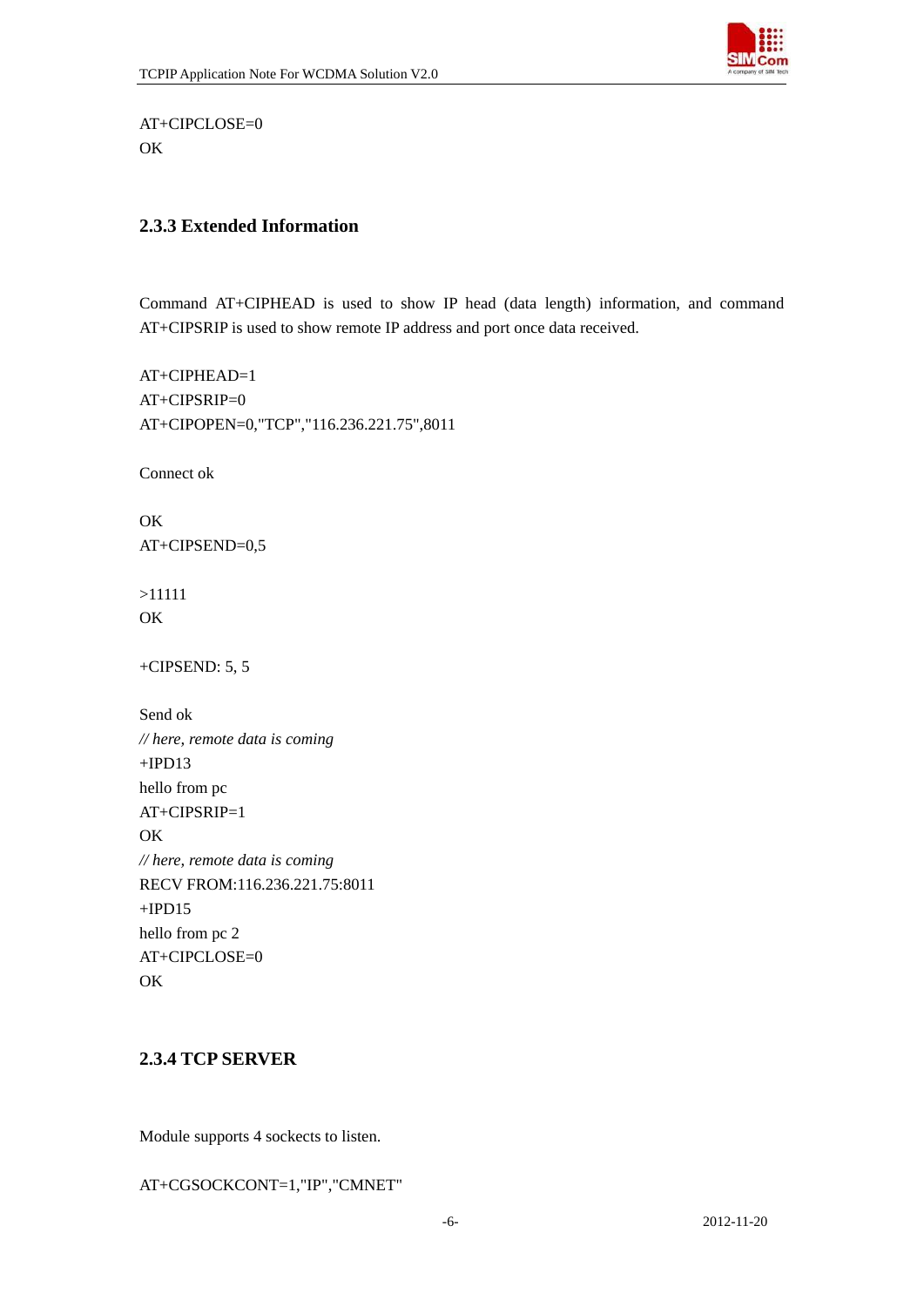AT+CIPCLOSE=0
OK

### 2.3.3 Extended Information

Command AT+CIPHEAD is used to show IP head (data length) information, and command AT+CIPSRIP is used to show remote IP address and port once data received.

AT+CIPHEAD=1
AT+CIPSRIP=0
AT+CIPOPEN=0,"TCP","116.236.221.75",8011

Connect ok

OK
AT+CIPSEND=0,5

>11111
OK

+CIPSEND: 5, 5

Send ok
*// here, remote data is coming*
+IPD13
hello from pc
AT+CIPSRIP=1
OK
*// here, remote data is coming*
RECV FROM:116.236.221.75:8011
+IPD15
hello from pc 2
AT+CIPCLOSE=0
OK

### 2.3.4 TCP SERVER

Module supports 4 sockects to listen.

AT+CGSOCKCONT=1,"IP","CMNET"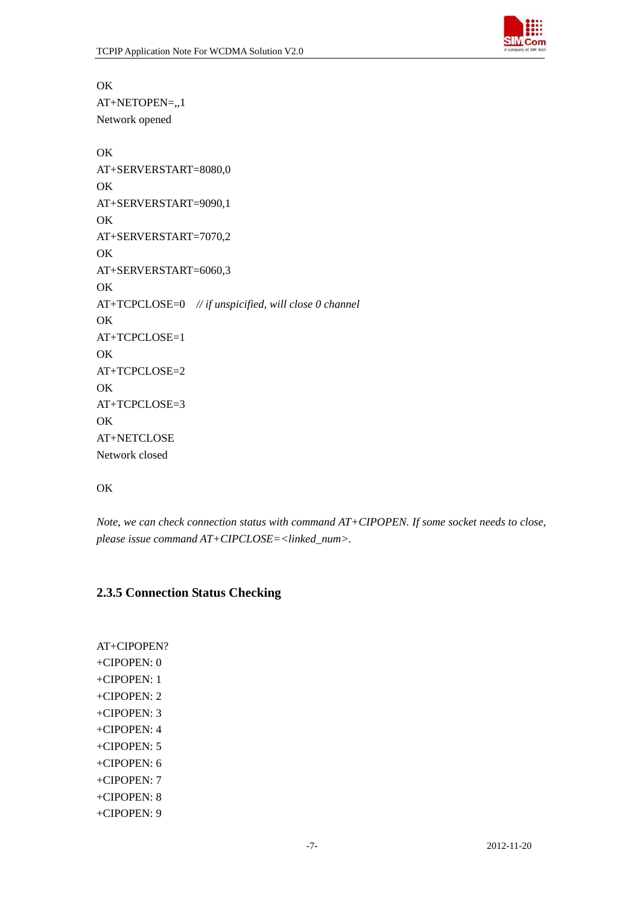```
OK
AT+NETOPEN=,,1
Network opened

OK
AT+SERVERSTART=8080,0
OK
AT+SERVERSTART=9090,1
OK
AT+SERVERSTART=7070,2
OK
AT+SERVERSTART=6060,3
OK
AT+TCPCLOSE=0    // if unspicified, will close 0 channel
OK
AT+TCPCLOSE=1
OK
AT+TCPCLOSE=2
OK
AT+TCPCLOSE=3
OK
AT+NETCLOSE
Network closed

OK
```

*Note, we can check connection status with command AT+CIPOPEN. If some socket needs to close, please issue command AT+CIPCLOSE=<linked_num>.*

### 2.3.5 Connection Status Checking

```
AT+CIPOPEN?
+CIPOPEN: 0
+CIPOPEN: 1
+CIPOPEN: 2
+CIPOPEN: 3
+CIPOPEN: 4
+CIPOPEN: 5
+CIPOPEN: 6
+CIPOPEN: 7
+CIPOPEN: 8
+CIPOPEN: 9
```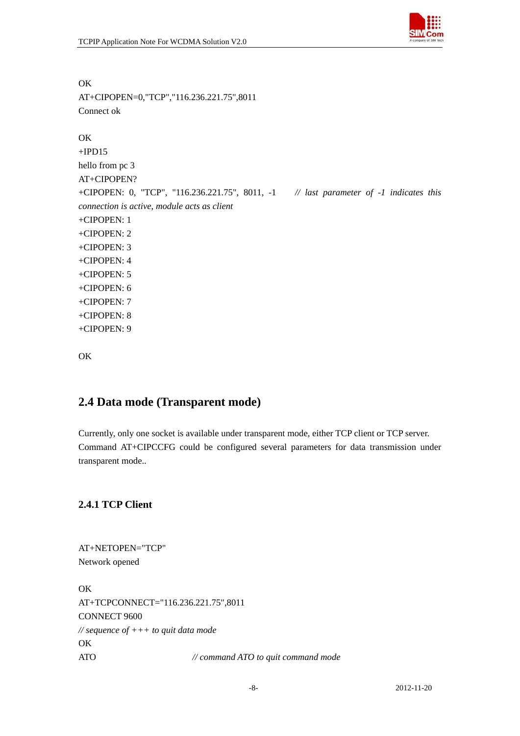OK
AT+CIPOPEN=0,"TCP","116.236.221.75",8011
Connect ok

OK
+IPD15
hello from pc 3
AT+CIPOPEN?
+CIPOPEN: 0, "TCP", "116.236.221.75", 8011, -1 *// last parameter of -1 indicates this connection is active, module acts as client*
+CIPOPEN: 1
+CIPOPEN: 2
+CIPOPEN: 3
+CIPOPEN: 4
+CIPOPEN: 5
+CIPOPEN: 6
+CIPOPEN: 7
+CIPOPEN: 8
+CIPOPEN: 9

OK

## 2.4 Data mode (Transparent mode)

Currently, only one socket is available under transparent mode, either TCP client or TCP server. Command AT+CIPCCFG could be configured several parameters for data transmission under transparent mode..

### 2.4.1 TCP Client

AT+NETOPEN="TCP"
Network opened

OK
AT+TCPCONNECT="116.236.221.75",8011
CONNECT 9600
*// sequence of +++ to quit data mode*
OK
ATO *// command ATO to quit command mode*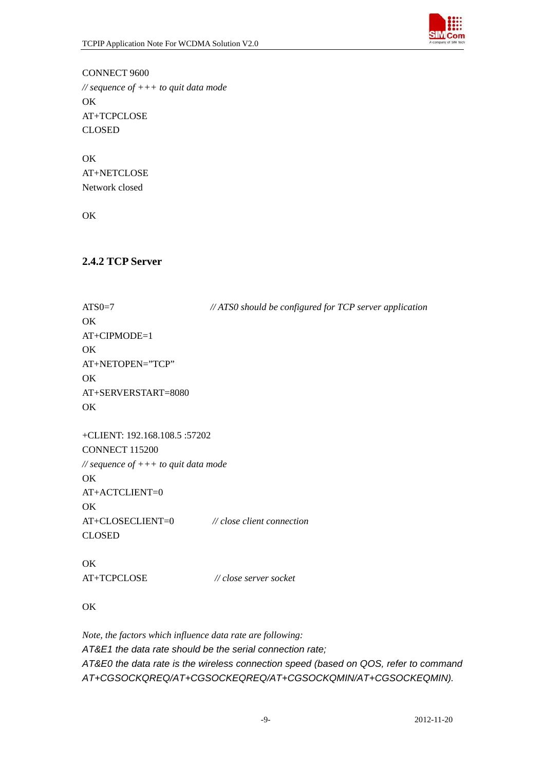```
CONNECT 9600
// sequence of +++ to quit data mode
OK
AT+TCPCLOSE
CLOSED

OK
AT+NETCLOSE
Network closed

OK
```

### 2.4.2 TCP Server

```
ATS0=7                    // ATS0 should be configured for TCP server application
OK
AT+CIPMODE=1
OK
AT+NETOPEN=”TCP”
OK
AT+SERVERSTART=8080
OK

+CLIENT: 192.168.108.5 :57202
CONNECT 115200
// sequence of +++ to quit data mode
OK
AT+ACTCLIENT=0
OK
AT+CLOSECLIENT=0          // close client connection
CLOSED

OK
AT+TCPCLOSE               // close server socket

OK
```

*Note, the factors which influence data rate are following:*
*AT&E1 the data rate should be the serial connection rate;*
*AT&E0 the data rate is the wireless connection speed (based on QOS, refer to command AT+CGSOCKQREQ/AT+CGSOCKEQREQ/AT+CGSOCKQMIN/AT+CGSOCKEQMIN).*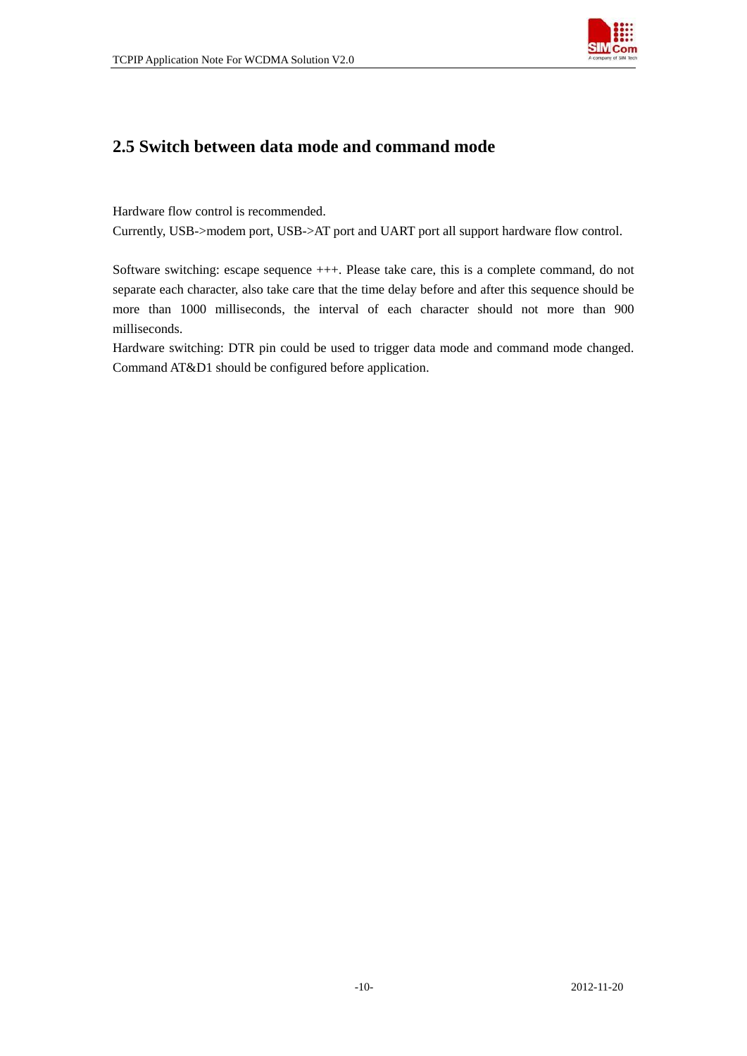## 2.5 Switch between data mode and command mode

Hardware flow control is recommended.
Currently, USB->modem port, USB->AT port and UART port all support hardware flow control.

Software switching: escape sequence +++. Please take care, this is a complete command, do not separate each character, also take care that the time delay before and after this sequence should be more than 1000 milliseconds, the interval of each character should not more than 900 milliseconds.
Hardware switching: DTR pin could be used to trigger data mode and command mode changed. Command AT&D1 should be configured before application.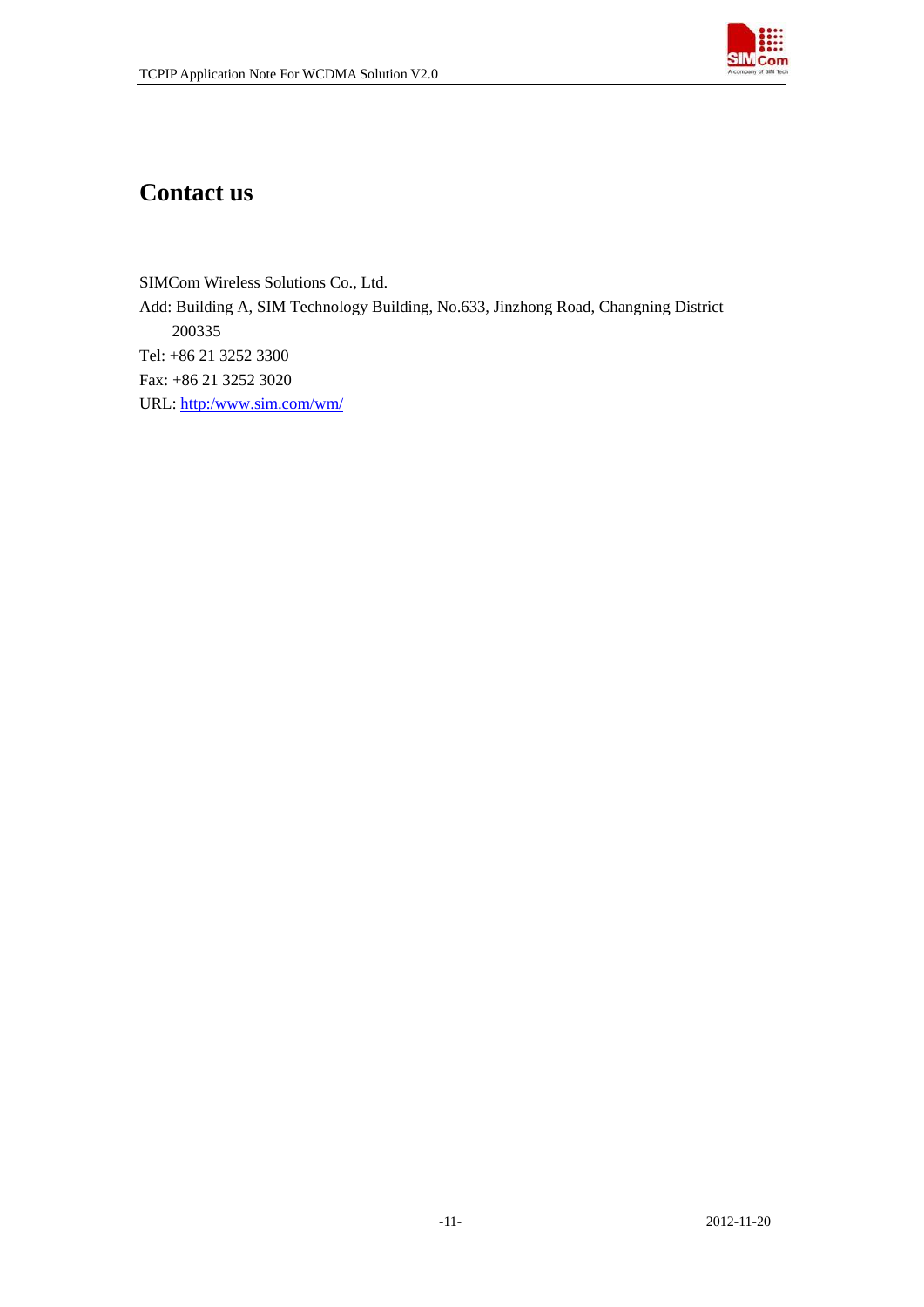# Contact us

SIMCom Wireless Solutions Co., Ltd.

Add: Building A, SIM Technology Building, No.633, Jinzhong Road, Changning District 200335

Tel: +86 21 3252 3300

Fax: +86 21 3252 3020

URL: http:/www.sim.com/wm/